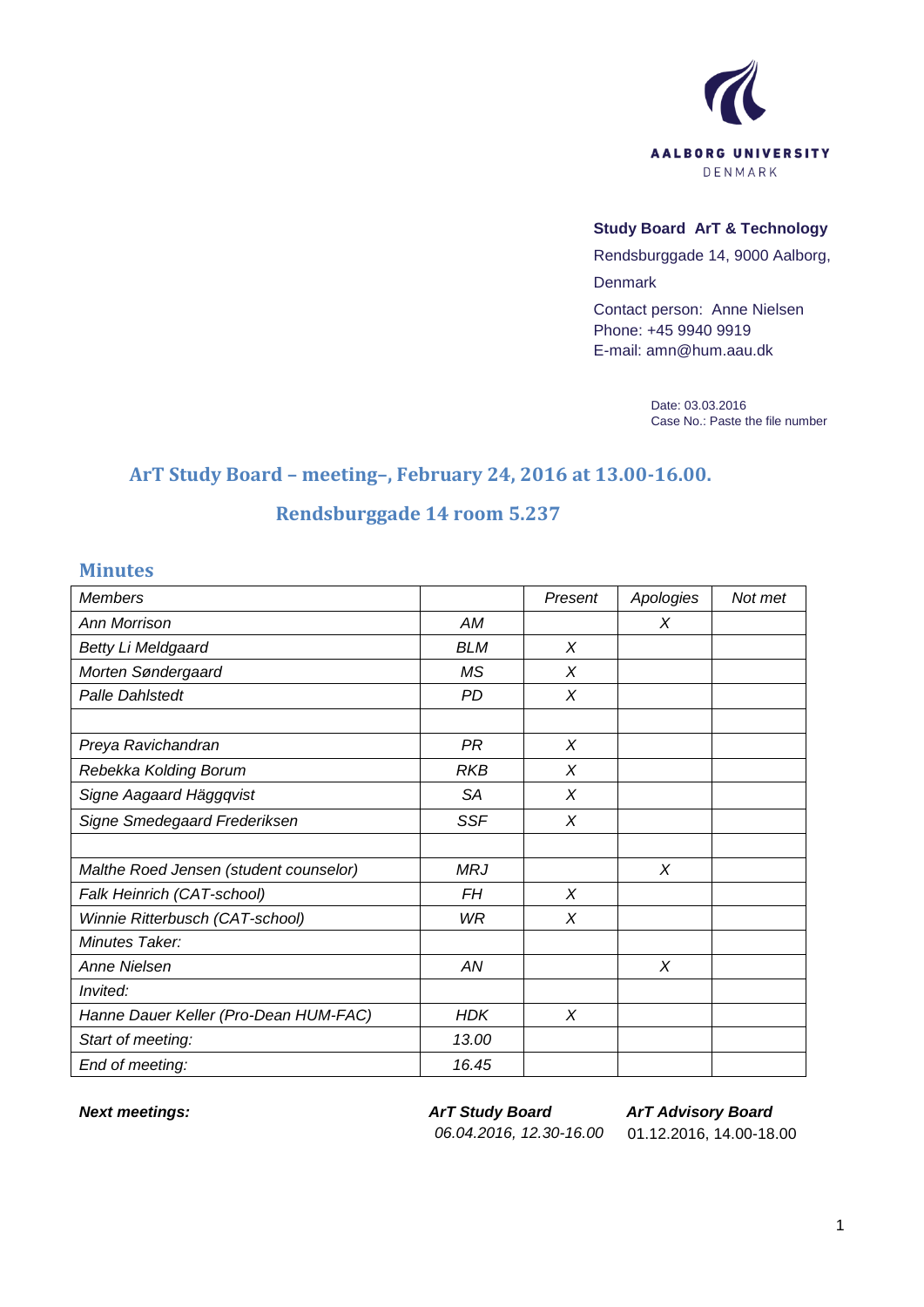AALBORG UNIVERSITY
DENMARK

**Study Board ArT & Technology**
Rendsburggade 14, 9000 Aalborg, Denmark
Contact person: Anne Nielsen
Phone: +45 9940 9919
E-mail: amn@hum.aau.dk

Date: 03.03.2016
Case No.: Paste the file number

## ArT Study Board – meeting–, February 24, 2016 at 13.00-16.00.

## Rendsburggade 14 room 5.237

### Minutes

| *Members* | | *Present* | *Apologies* | *Not met* |
|---|---|---|---|---|
| *Ann Morrison* | *AM* | | *X* | |
| *Betty Li Meldgaard* | *BLM* | *X* | | |
| *Morten Søndergaard* | *MS* | *X* | | |
| *Palle Dahlstedt* | *PD* | *X* | | |
| | | | | |
| *Preya Ravichandran* | *PR* | *X* | | |
| *Rebekka Kolding Borum* | *RKB* | *X* | | |
| *Signe Aagaard Häggqvist* | *SA* | *X* | | |
| *Signe Smedegaard Frederiksen* | *SSF* | *X* | | |
| | | | | |
| *Malthe Roed Jensen (student counselor)* | *MRJ* | | *X* | |
| *Falk Heinrich (CAT-school)* | *FH* | *X* | | |
| *Winnie Ritterbusch (CAT-school)* | *WR* | *X* | | |
| *Minutes Taker:* | | | | |
| *Anne Nielsen* | *AN* | | *X* | |
| *Invited:* | | | | |
| *Hanne Dauer Keller (Pro-Dean HUM-FAC)* | *HDK* | *X* | | |
| *Start of meeting:* | *13.00* | | | |
| *End of meeting:* | *16.45* | | | |

| ***Next meetings:*** | ***ArT Study Board*** | ***ArT Advisory Board*** |
|---|---|---|
| | *06.04.2016, 12.30-16.00* | 01.12.2016, 14.00-18.00 |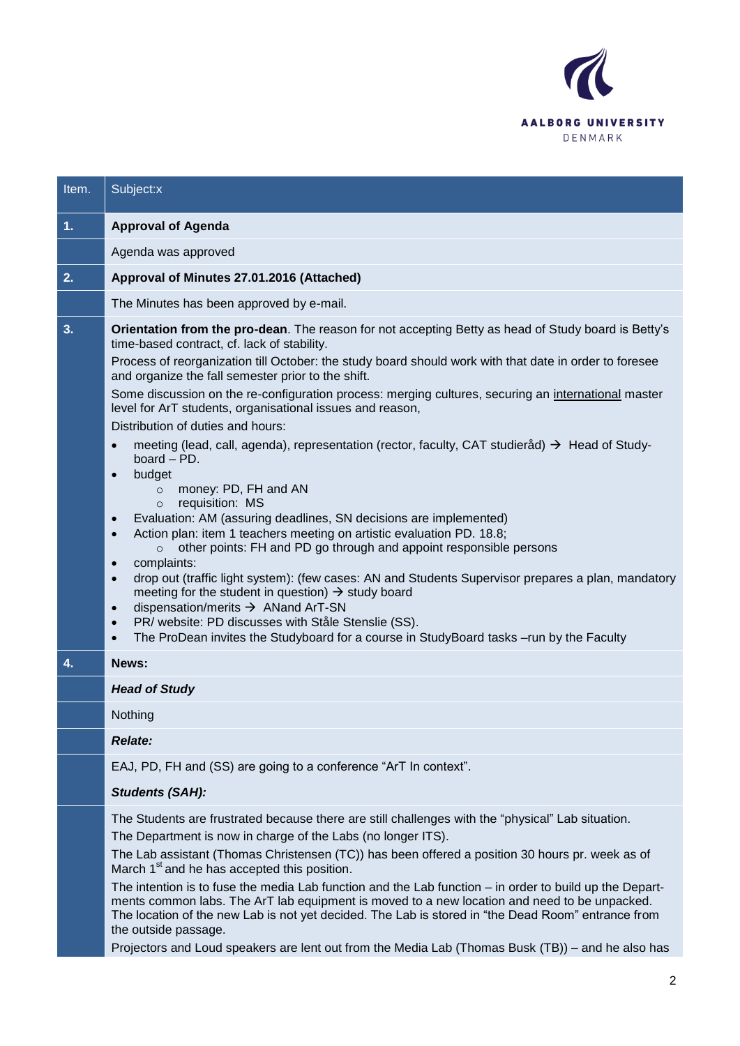| Item. | Subject:x |
|---|---|
| **1.** | **Approval of Agenda** |
| | Agenda was approved |
| **2.** | **Approval of Minutes 27.01.2016 (Attached)** |
| | The Minutes has been approved by e-mail. |
| **3.** | **Orientation from the pro-dean**. The reason for not accepting Betty as head of Study board is Betty's time-based contract, cf. lack of stability.<br>Process of reorganization till October: the study board should work with that date in order to foresee and organize the fall semester prior to the shift.<br>Some discussion on the re-configuration process: merging cultures, securing an international master level for ArT students, organisational issues and reason,<br>Distribution of duties and hours:<br>• meeting (lead, call, agenda), representation (rector, faculty, CAT studieråd) → Head of Study-board – PD.<br>• budget<br>  ○ money: PD, FH and AN<br>  ○ requisition: MS<br>• Evaluation: AM (assuring deadlines, SN decisions are implemented)<br>• Action plan: item 1 teachers meeting on artistic evaluation PD. 18.8;<br>  ○ other points: FH and PD go through and appoint responsible persons<br>• complaints:<br>• drop out (traffic light system): (few cases: AN and Students Supervisor prepares a plan, mandatory meeting for the student in question) → study board<br>• dispensation/merits → ANand ArT-SN<br>• PR/ website: PD discusses with Ståle Stenslie (SS).<br>• The ProDean invites the Studyboard for a course in StudyBoard tasks –run by the Faculty |
| **4.** | **News:** |
| | ***Head of Study*** |
| | Nothing |
| | ***Relate:*** |
| | EAJ, PD, FH and (SS) are going to a conference "ArT In context".<br>***Students (SAH):*** |
| | The Students are frustrated because there are still challenges with the "physical" Lab situation.<br>The Department is now in charge of the Labs (no longer ITS).<br>The Lab assistant (Thomas Christensen (TC)) has been offered a position 30 hours pr. week as of March 1st and he has accepted this position.<br>The intention is to fuse the media Lab function and the Lab function – in order to build up the Depart-ments common labs. The ArT lab equipment is moved to a new location and need to be unpacked. The location of the new Lab is not yet decided. The Lab is stored in "the Dead Room" entrance from the outside passage.<br>Projectors and Loud speakers are lent out from the Media Lab (Thomas Busk (TB)) – and he also has |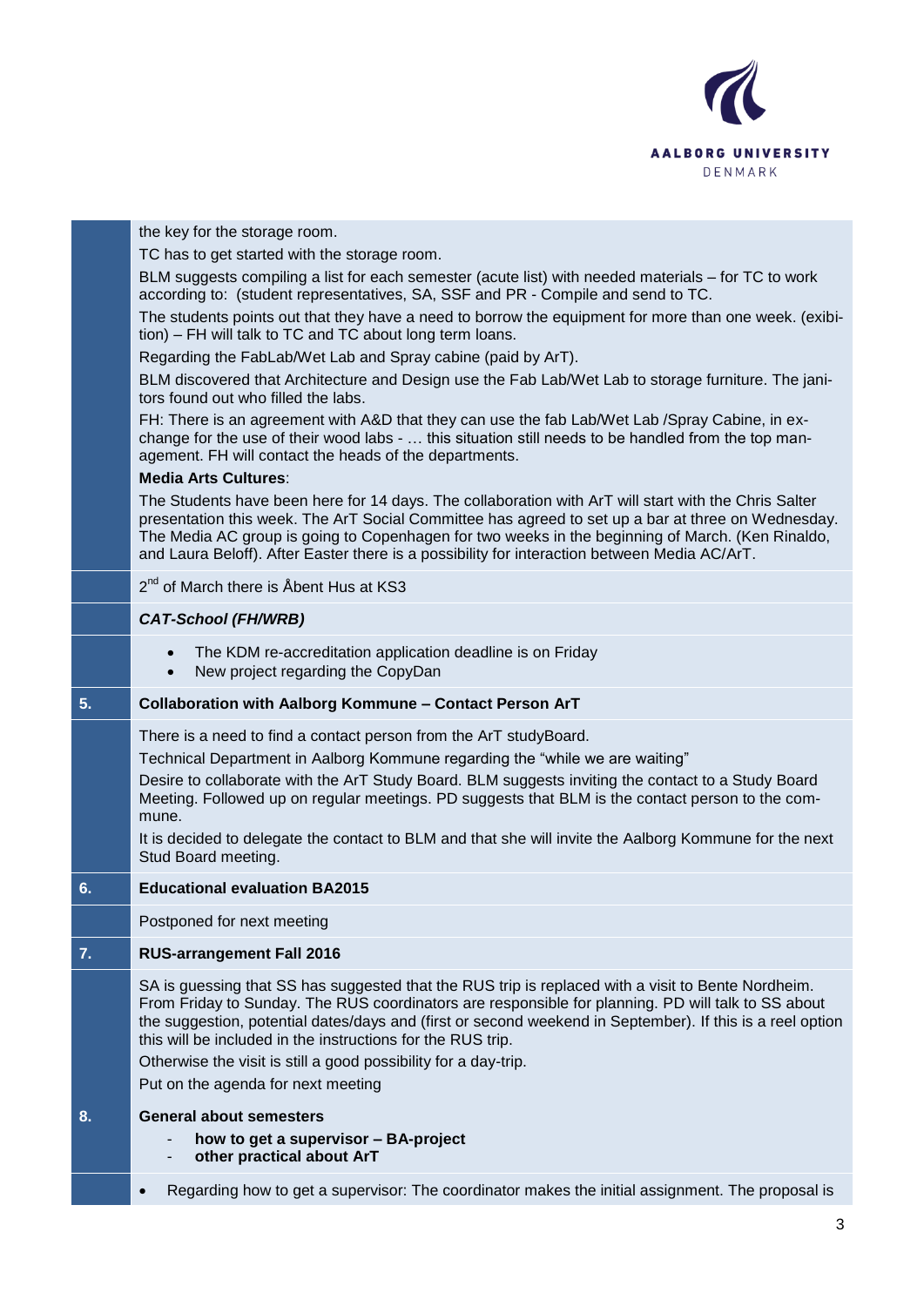the key for the storage room.

TC has to get started with the storage room.

BLM suggests compiling a list for each semester (acute list) with needed materials – for TC to work according to: (student representatives, SA, SSF and PR - Compile and send to TC.

The students points out that they have a need to borrow the equipment for more than one week. (exhibition) – FH will talk to TC and TC about long term loans.

Regarding the FabLab/Wet Lab and Spray cabine (paid by ArT).

BLM discovered that Architecture and Design use the Fab Lab/Wet Lab to storage furniture. The janitors found out who filled the labs.

FH: There is an agreement with A&D that they can use the fab Lab/Wet Lab /Spray Cabine, in exchange for the use of their wood labs - … this situation still needs to be handled from the top management. FH will contact the heads of the departments.

**Media Arts Cultures**:

The Students have been here for 14 days. The collaboration with ArT will start with the Chris Salter presentation this week. The ArT Social Committee has agreed to set up a bar at three on Wednesday. The Media AC group is going to Copenhagen for two weeks in the beginning of March. (Ken Rinaldo, and Laura Beloff). After Easter there is a possibility for interaction between Media AC/ArT.

2nd of March there is Åbent Hus at KS3

***CAT-School (FH/WRB)***

- The KDM re-accreditation application deadline is on Friday
- New project regarding the CopyDan

## 5. Collaboration with Aalborg Kommune – Contact Person ArT

There is a need to find a contact person from the ArT studyBoard.

Technical Department in Aalborg Kommune regarding the "while we are waiting"

Desire to collaborate with the ArT Study Board. BLM suggests inviting the contact to a Study Board Meeting. Followed up on regular meetings. PD suggests that BLM is the contact person to the commune.

It is decided to delegate the contact to BLM and that she will invite the Aalborg Kommune for the next Stud Board meeting.

## 6. Educational evaluation BA2015

Postponed for next meeting

## 7. RUS-arrangement Fall 2016

SA is guessing that SS has suggested that the RUS trip is replaced with a visit to Bente Nordheim. From Friday to Sunday. The RUS coordinators are responsible for planning. PD will talk to SS about the suggestion, potential dates/days and (first or second weekend in September). If this is a reel option this will be included in the instructions for the RUS trip.

Otherwise the visit is still a good possibility for a day-trip.

Put on the agenda for next meeting

## 8. General about semesters

- **how to get a supervisor – BA-project**
- **other practical about ArT**

- Regarding how to get a supervisor: The coordinator makes the initial assignment. The proposal is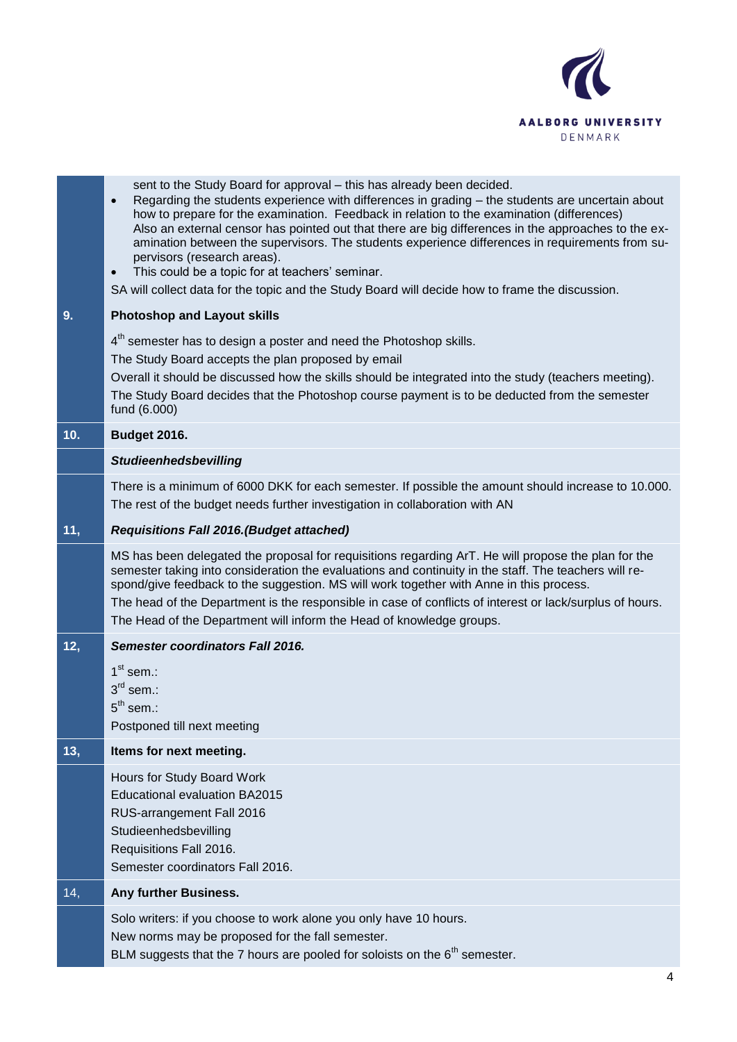sent to the Study Board for approval – this has already been decided.

- Regarding the students experience with differences in grading – the students are uncertain about how to prepare for the examination. Feedback in relation to the examination (differences) Also an external censor has pointed out that there are big differences in the approaches to the examination between the supervisors. The students experience differences in requirements from supervisors (research areas).
- This could be a topic for at teachers' seminar.

SA will collect data for the topic and the Study Board will decide how to frame the discussion.

## 9. Photoshop and Layout skills

4th semester has to design a poster and need the Photoshop skills.

The Study Board accepts the plan proposed by email

Overall it should be discussed how the skills should be integrated into the study (teachers meeting).

The Study Board decides that the Photoshop course payment is to be deducted from the semester fund (6.000)

## 10. Budget 2016.

***Studieenhedsbevilling***

There is a minimum of 6000 DKK for each semester. If possible the amount should increase to 10.000.

The rest of the budget needs further investigation in collaboration with AN

## 11, *Requisitions Fall 2016.(Budget attached)*

MS has been delegated the proposal for requisitions regarding ArT. He will propose the plan for the semester taking into consideration the evaluations and continuity in the staff. The teachers will respond/give feedback to the suggestion. MS will work together with Anne in this process.

The head of the Department is the responsible in case of conflicts of interest or lack/surplus of hours.

The Head of the Department will inform the Head of knowledge groups.

## 12, *Semester coordinators Fall 2016.*

1st sem.:
3rd sem.:
5th sem.:

Postponed till next meeting

## 13, Items for next meeting.

Hours for Study Board Work
Educational evaluation BA2015
RUS-arrangement Fall 2016
Studieenhedsbevilling
Requisitions Fall 2016.
Semester coordinators Fall 2016.

## 14, Any further Business.

Solo writers: if you choose to work alone you only have 10 hours.

New norms may be proposed for the fall semester.

BLM suggests that the 7 hours are pooled for soloists on the 6th semester.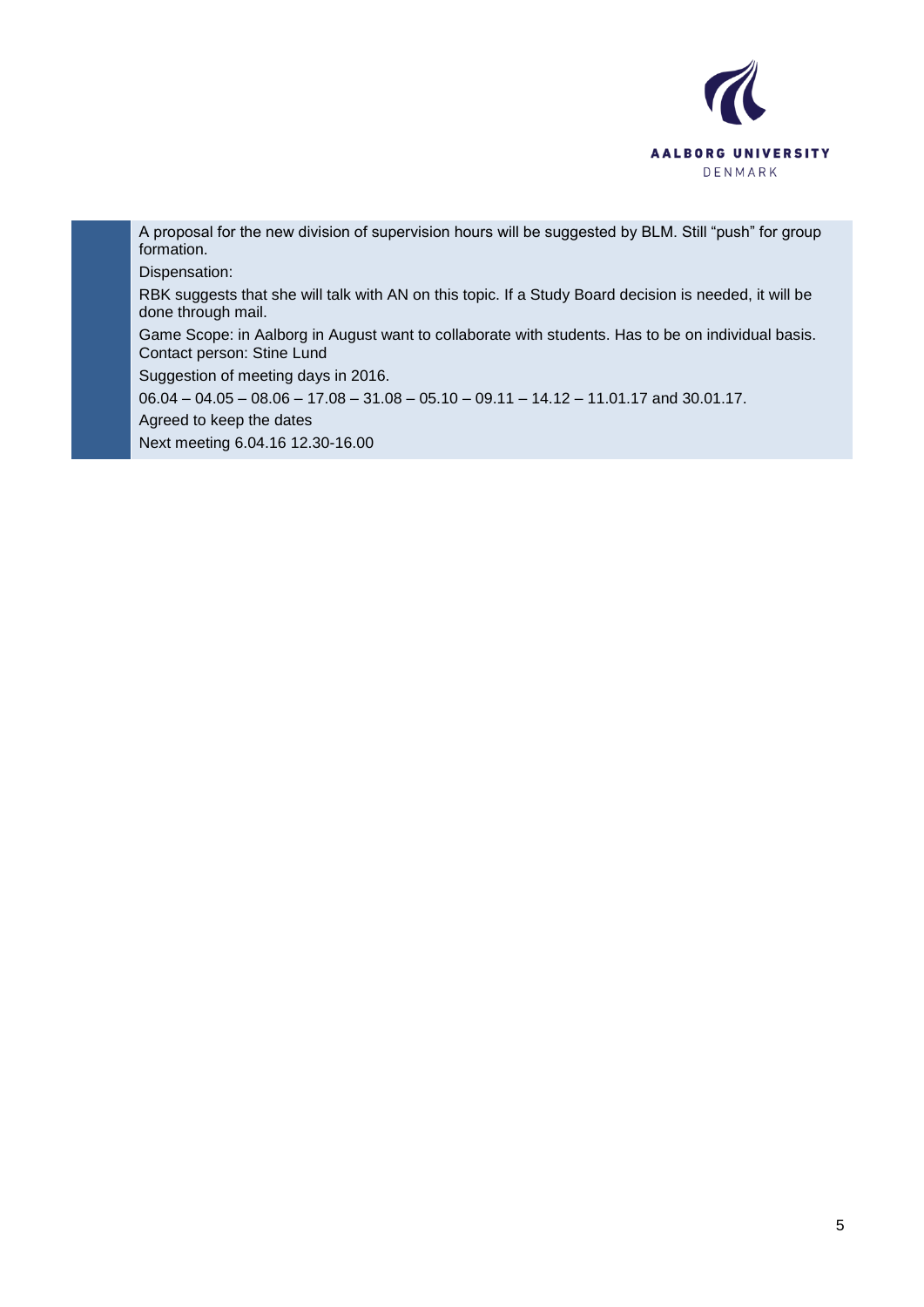A proposal for the new division of supervision hours will be suggested by BLM. Still “push” for group formation.

Dispensation:

RBK suggests that she will talk with AN on this topic. If a Study Board decision is needed, it will be done through mail.

Game Scope: in Aalborg in August want to collaborate with students. Has to be on individual basis. Contact person: Stine Lund

Suggestion of meeting days in 2016.

06.04 – 04.05 – 08.06 – 17.08 – 31.08 – 05.10 – 09.11 – 14.12 – 11.01.17 and 30.01.17.

Agreed to keep the dates

Next meeting 6.04.16 12.30-16.00